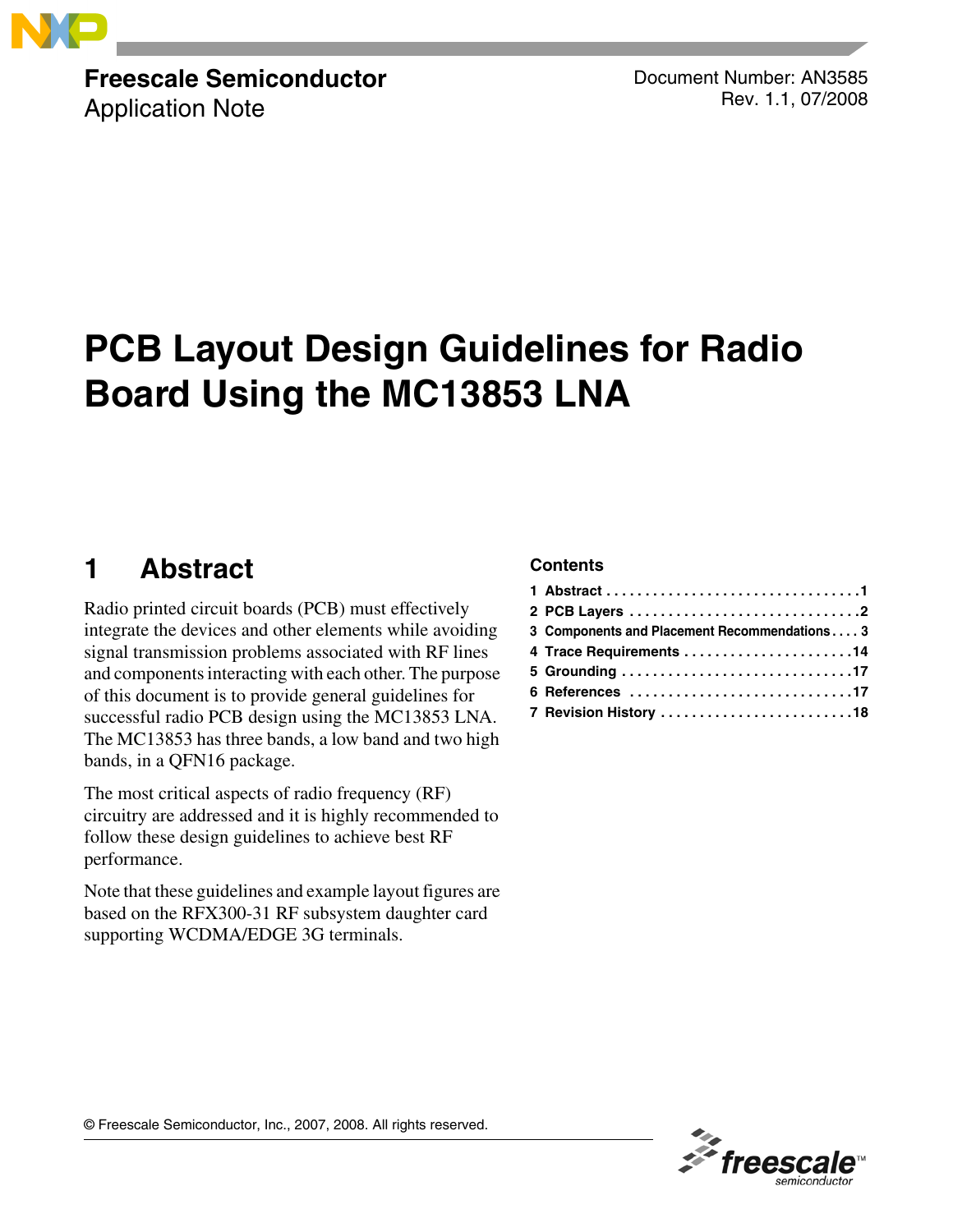**Freescale Semiconductor**
Application Note

Document Number: AN3585
Rev. 1.1, 07/2008

# PCB Layout Design Guidelines for Radio Board Using the MC13853 LNA

**Contents**

1 Abstract . . . . . . . . . . . . . . . . . . . . . . . . . . . . . . . . 1
2 PCB Layers . . . . . . . . . . . . . . . . . . . . . . . . . . . . . 2
3 Components and Placement Recommendations . . . . 3
4 Trace Requirements . . . . . . . . . . . . . . . . . . . . . . 14
5 Grounding . . . . . . . . . . . . . . . . . . . . . . . . . . . . . 17
6 References . . . . . . . . . . . . . . . . . . . . . . . . . . . . 17
7 Revision History . . . . . . . . . . . . . . . . . . . . . . . . . 18

## 1 Abstract

Radio printed circuit boards (PCB) must effectively integrate the devices and other elements while avoiding signal transmission problems associated with RF lines and components interacting with each other. The purpose of this document is to provide general guidelines for successful radio PCB design using the MC13853 LNA. The MC13853 has three bands, a low band and two high bands, in a QFN16 package.

The most critical aspects of radio frequency (RF) circuitry are addressed and it is highly recommended to follow these design guidelines to achieve best RF performance.

Note that these guidelines and example layout figures are based on the RFX300-31 RF subsystem daughter card supporting WCDMA/EDGE 3G terminals.

© Freescale Semiconductor, Inc., 2007, 2008. All rights reserved.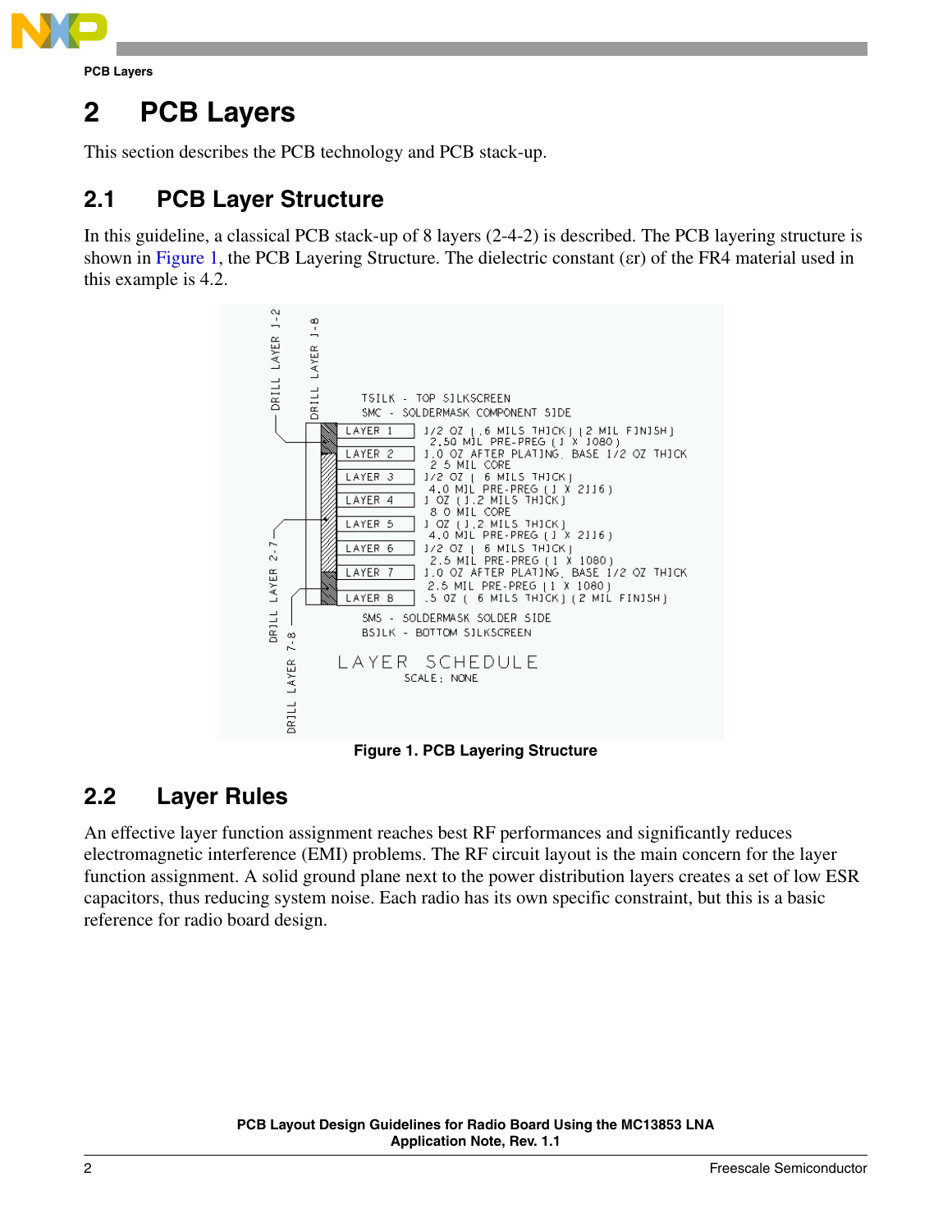# 2 PCB Layers

This section describes the PCB technology and PCB stack-up.

## 2.1 PCB Layer Structure

In this guideline, a classical PCB stack-up of 8 layers (2-4-2) is described. The PCB layering structure is shown in Figure 1, the PCB Layering Structure. The dielectric constant (εr) of the FR4 material used in this example is 4.2.

Figure 1. PCB Layering Structure

## 2.2 Layer Rules

An effective layer function assignment reaches best RF performances and significantly reduces electromagnetic interference (EMI) problems. The RF circuit layout is the main concern for the layer function assignment. A solid ground plane next to the power distribution layers creates a set of low ESR capacitors, thus reducing system noise. Each radio has its own specific constraint, but this is a basic reference for radio board design.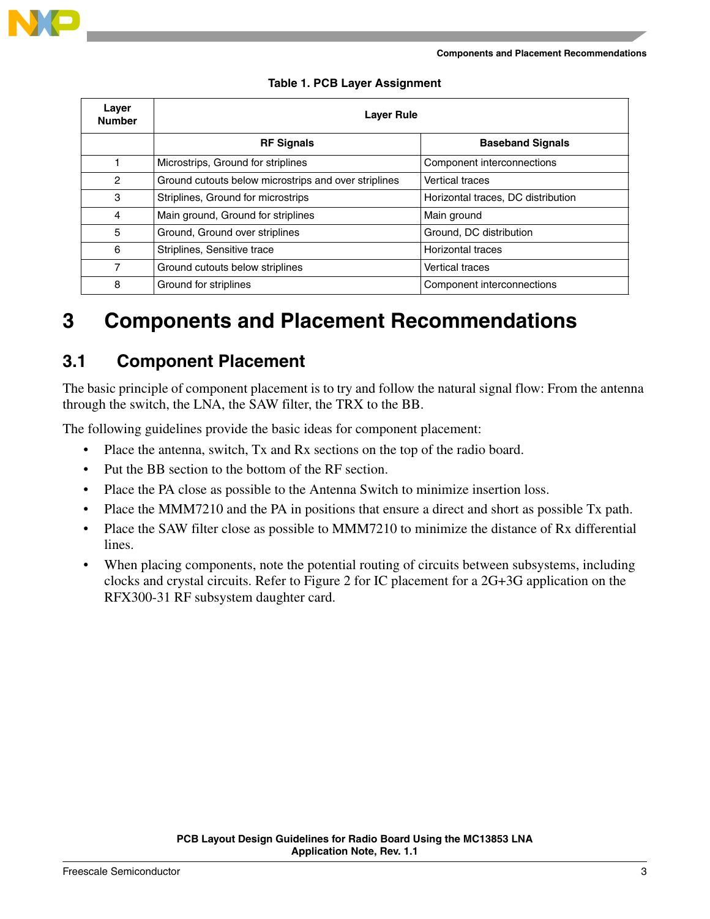**Table 1. PCB Layer Assignment**

| Layer Number | Layer Rule | |
|---|---|---|
| | **RF Signals** | **Baseband Signals** |
| 1 | Microstrips, Ground for striplines | Component interconnections |
| 2 | Ground cutouts below microstrips and over striplines | Vertical traces |
| 3 | Striplines, Ground for microstrips | Horizontal traces, DC distribution |
| 4 | Main ground, Ground for striplines | Main ground |
| 5 | Ground, Ground over striplines | Ground, DC distribution |
| 6 | Striplines, Sensitive trace | Horizontal traces |
| 7 | Ground cutouts below striplines | Vertical traces |
| 8 | Ground for striplines | Component interconnections |

# 3 Components and Placement Recommendations

## 3.1 Component Placement

The basic principle of component placement is to try and follow the natural signal flow: From the antenna through the switch, the LNA, the SAW filter, the TRX to the BB.

The following guidelines provide the basic ideas for component placement:

- Place the antenna, switch, Tx and Rx sections on the top of the radio board.
- Put the BB section to the bottom of the RF section.
- Place the PA close as possible to the Antenna Switch to minimize insertion loss.
- Place the MMM7210 and the PA in positions that ensure a direct and short as possible Tx path.
- Place the SAW filter close as possible to MMM7210 to minimize the distance of Rx differential lines.
- When placing components, note the potential routing of circuits between subsystems, including clocks and crystal circuits. Refer to Figure 2 for IC placement for a 2G+3G application on the RFX300-31 RF subsystem daughter card.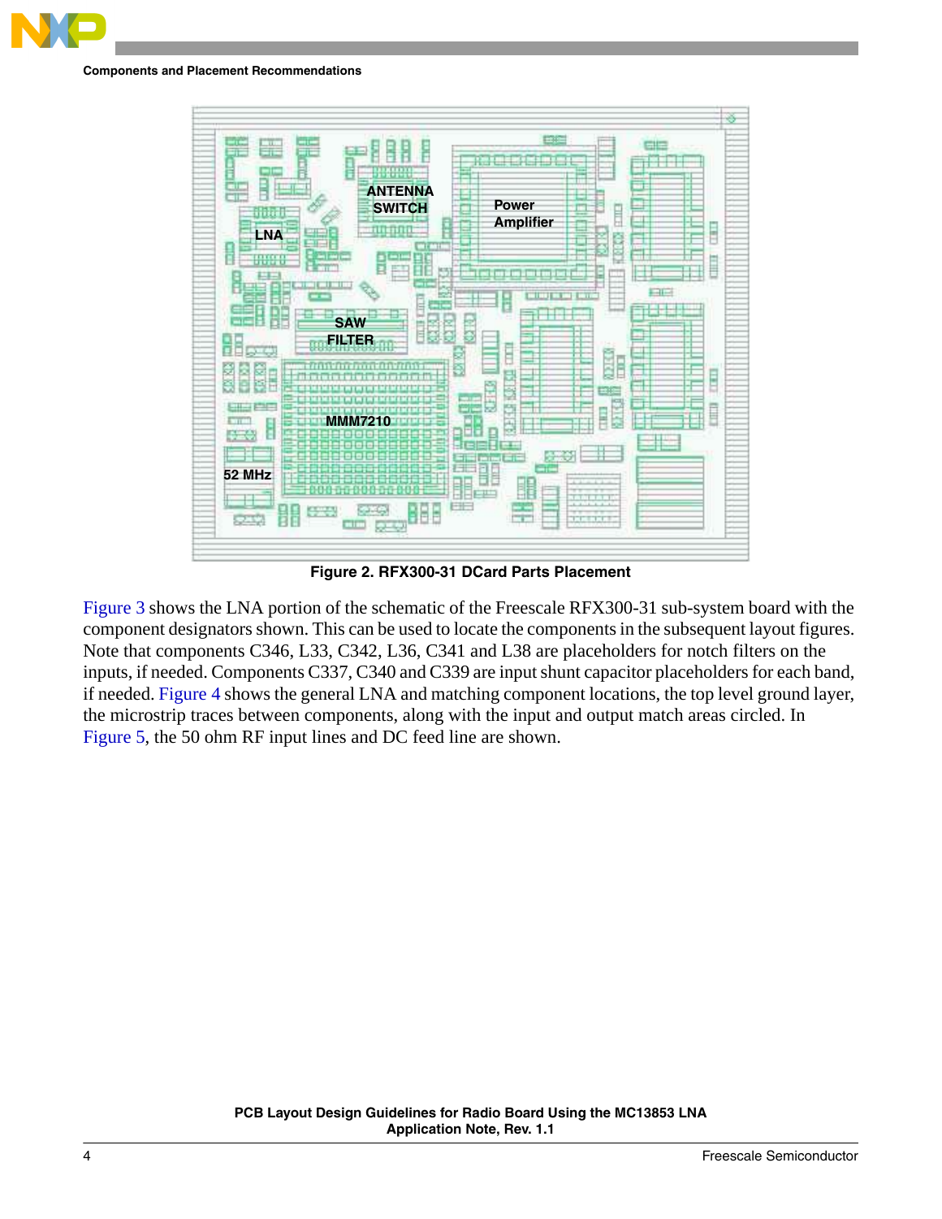Figure 2. RFX300-31 DCard Parts Placement

Figure 3 shows the LNA portion of the schematic of the Freescale RFX300-31 sub-system board with the component designators shown. This can be used to locate the components in the subsequent layout figures. Note that components C346, L33, C342, L36, C341 and L38 are placeholders for notch filters on the inputs, if needed. Components C337, C340 and C339 are input shunt capacitor placeholders for each band, if needed. Figure 4 shows the general LNA and matching component locations, the top level ground layer, the microstrip traces between components, along with the input and output match areas circled. In Figure 5, the 50 ohm RF input lines and DC feed line are shown.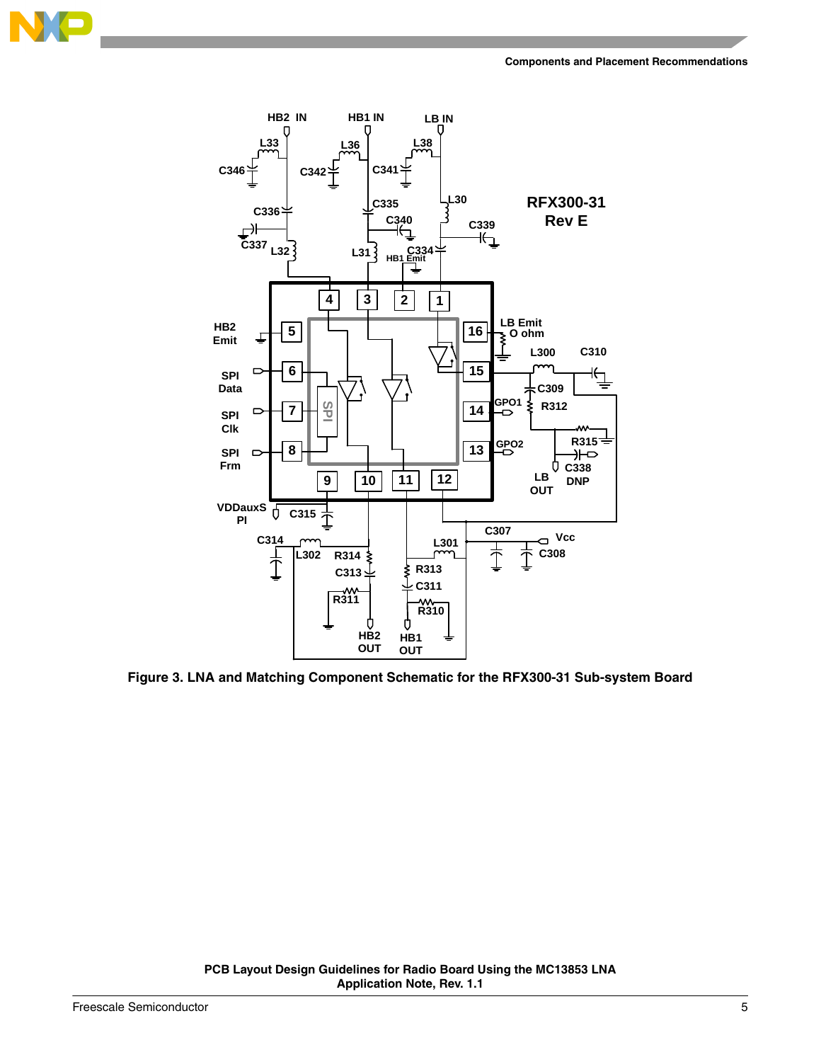**Figure 3. LNA and Matching Component Schematic for the RFX300-31 Sub-system Board**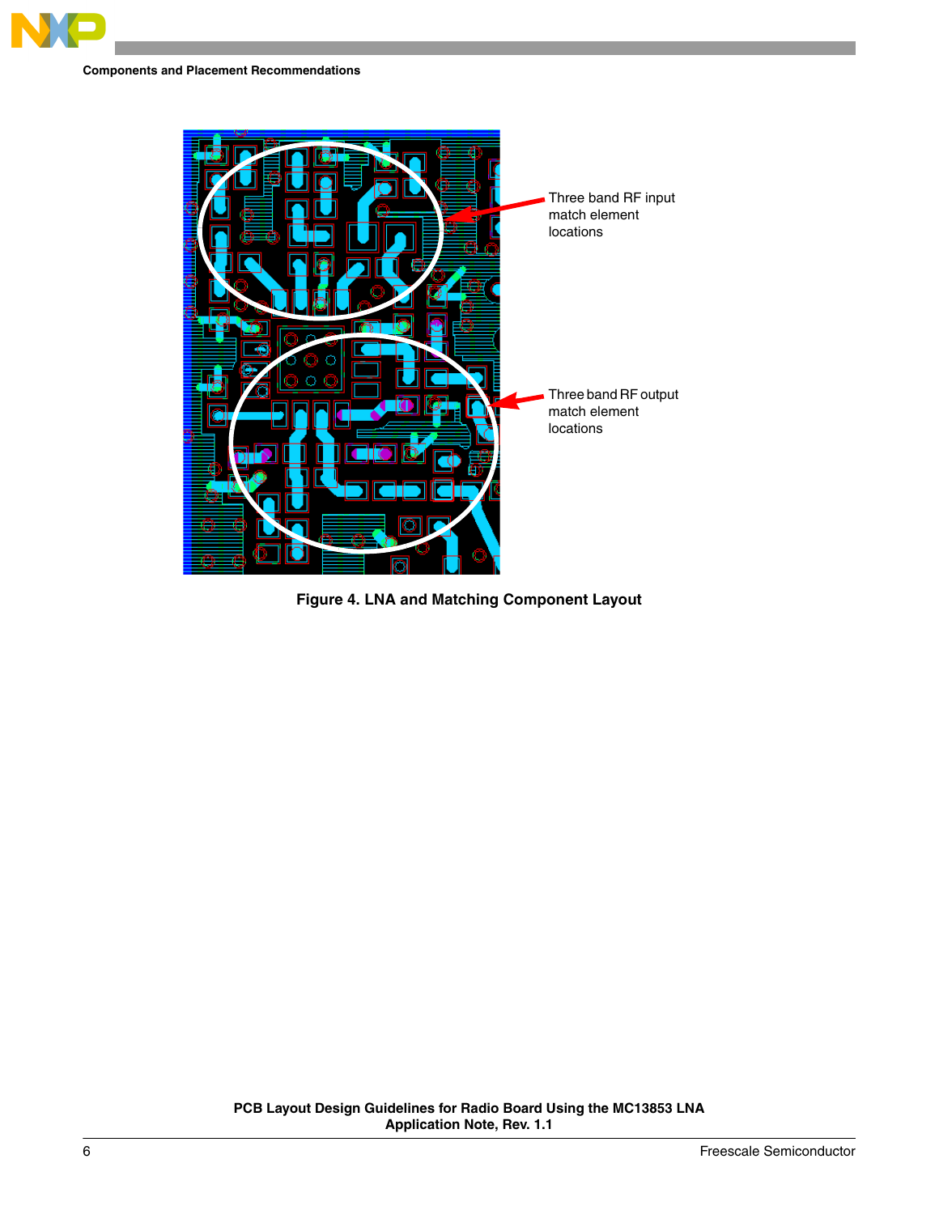Three band RF input match element locations

Three band RF output match element locations

**Figure 4. LNA and Matching Component Layout**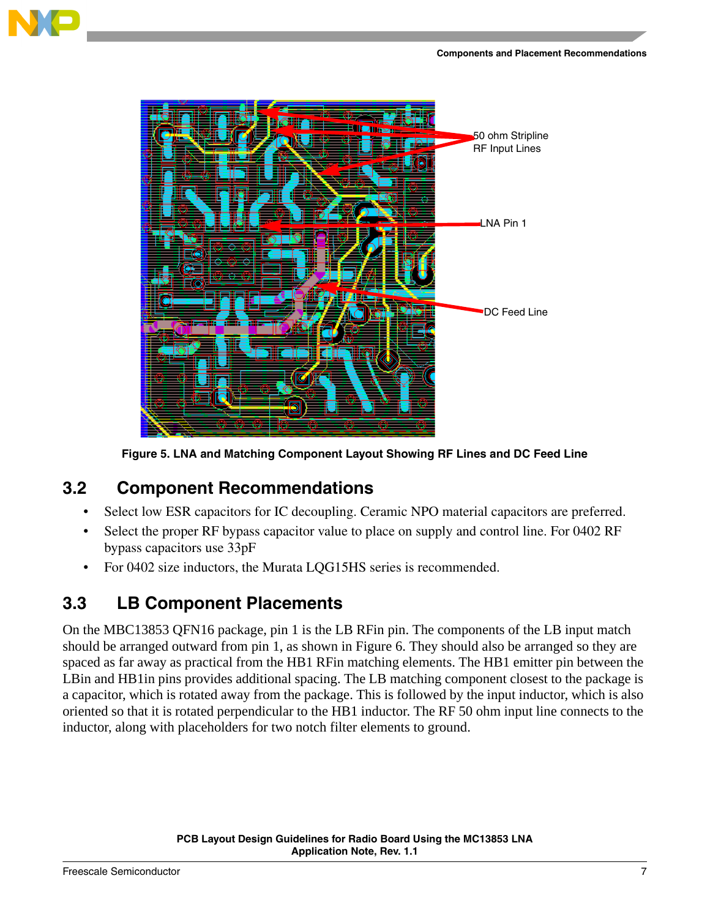50 ohm Stripline RF Input Lines

LNA Pin 1

DC Feed Line

**Figure 5. LNA and Matching Component Layout Showing RF Lines and DC Feed Line**

## 3.2 Component Recommendations

- Select low ESR capacitors for IC decoupling. Ceramic NPO material capacitors are preferred.
- Select the proper RF bypass capacitor value to place on supply and control line. For 0402 RF bypass capacitors use 33pF
- For 0402 size inductors, the Murata LQG15HS series is recommended.

## 3.3 LB Component Placements

On the MBC13853 QFN16 package, pin 1 is the LB RFin pin. The components of the LB input match should be arranged outward from pin 1, as shown in Figure 6. They should also be arranged so they are spaced as far away as practical from the HB1 RFin matching elements. The HB1 emitter pin between the LBin and HB1in pins provides additional spacing. The LB matching component closest to the package is a capacitor, which is rotated away from the package. This is followed by the input inductor, which is also oriented so that it is rotated perpendicular to the HB1 inductor. The RF 50 ohm input line connects to the inductor, along with placeholders for two notch filter elements to ground.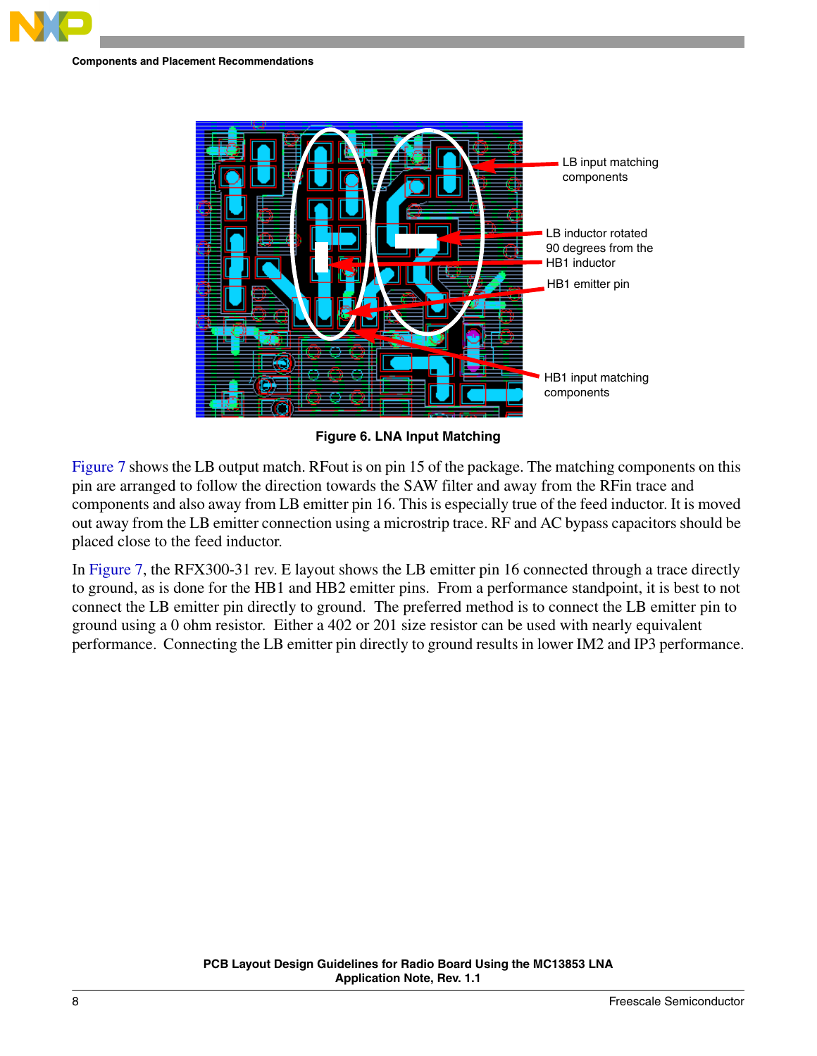Figure 6. LNA Input Matching

Figure 7 shows the LB output match. RFout is on pin 15 of the package. The matching components on this pin are arranged to follow the direction towards the SAW filter and away from the RFin trace and components and also away from LB emitter pin 16. This is especially true of the feed inductor. It is moved out away from the LB emitter connection using a microstrip trace. RF and AC bypass capacitors should be placed close to the feed inductor.

In Figure 7, the RFX300-31 rev. E layout shows the LB emitter pin 16 connected through a trace directly to ground, as is done for the HB1 and HB2 emitter pins. From a performance standpoint, it is best to not connect the LB emitter pin directly to ground. The preferred method is to connect the LB emitter pin to ground using a 0 ohm resistor. Either a 402 or 201 size resistor can be used with nearly equivalent performance. Connecting the LB emitter pin directly to ground results in lower IM2 and IP3 performance.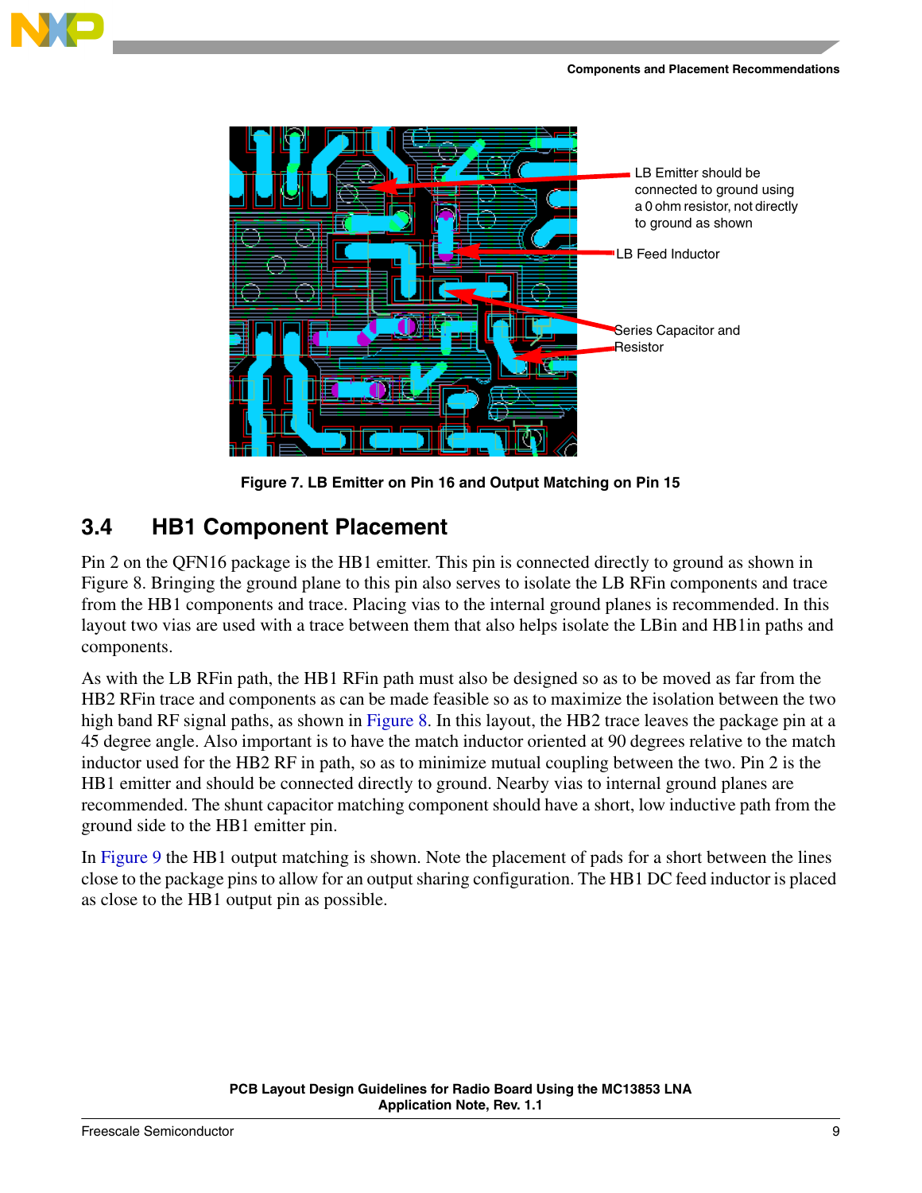Figure 7. LB Emitter on Pin 16 and Output Matching on Pin 15

## 3.4 HB1 Component Placement

Pin 2 on the QFN16 package is the HB1 emitter. This pin is connected directly to ground as shown in Figure 8. Bringing the ground plane to this pin also serves to isolate the LB RFin components and trace from the HB1 components and trace. Placing vias to the internal ground planes is recommended. In this layout two vias are used with a trace between them that also helps isolate the LBin and HB1in paths and components.

As with the LB RFin path, the HB1 RFin path must also be designed so as to be moved as far from the HB2 RFin trace and components as can be made feasible so as to maximize the isolation between the two high band RF signal paths, as shown in Figure 8. In this layout, the HB2 trace leaves the package pin at a 45 degree angle. Also important is to have the match inductor oriented at 90 degrees relative to the match inductor used for the HB2 RF in path, so as to minimize mutual coupling between the two. Pin 2 is the HB1 emitter and should be connected directly to ground. Nearby vias to internal ground planes are recommended. The shunt capacitor matching component should have a short, low inductive path from the ground side to the HB1 emitter pin.

In Figure 9 the HB1 output matching is shown. Note the placement of pads for a short between the lines close to the package pins to allow for an output sharing configuration. The HB1 DC feed inductor is placed as close to the HB1 output pin as possible.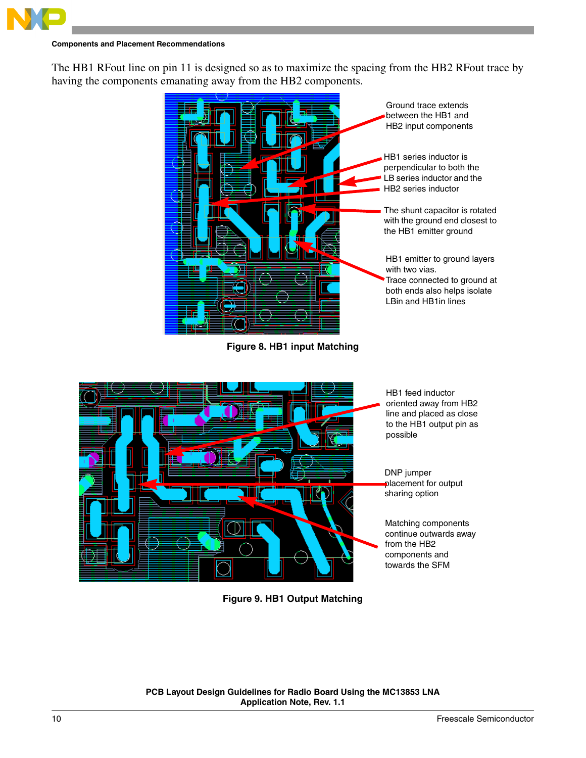The HB1 RFout line on pin 11 is designed so as to maximize the spacing from the HB2 RFout trace by having the components emanating away from the HB2 components.

Ground trace extends between the HB1 and HB2 input components

HB1 series inductor is perpendicular to both the LB series inductor and the HB2 series inductor

The shunt capacitor is rotated with the ground end closest to the HB1 emitter ground

HB1 emitter to ground layers with two vias.
Trace connected to ground at both ends also helps isolate LBin and HB1in lines

**Figure 8. HB1 input Matching**

HB1 feed inductor oriented away from HB2 line and placed as close to the HB1 output pin as possible

DNP jumper placement for output sharing option

Matching components continue outwards away from the HB2 components and towards the SFM

**Figure 9. HB1 Output Matching**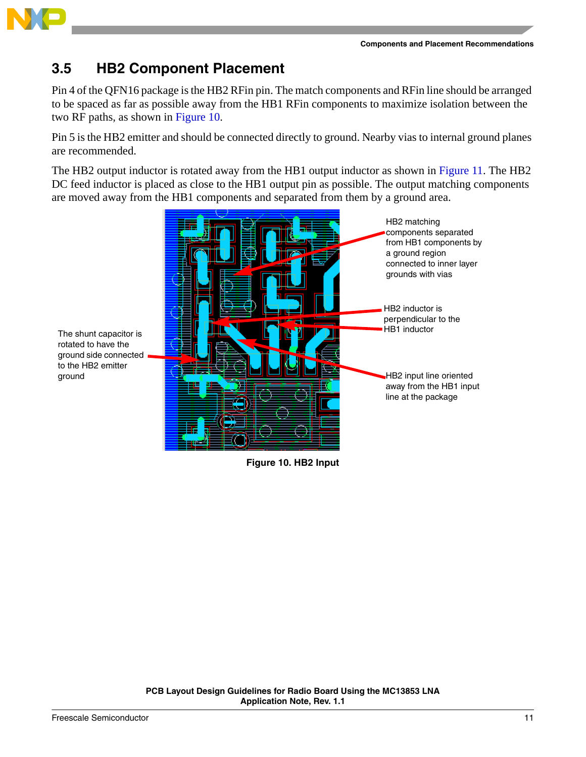## 3.5 HB2 Component Placement

Pin 4 of the QFN16 package is the HB2 RFin pin. The match components and RFin line should be arranged to be spaced as far as possible away from the HB1 RFin components to maximize isolation between the two RF paths, as shown in Figure 10.

Pin 5 is the HB2 emitter and should be connected directly to ground. Nearby vias to internal ground planes are recommended.

The HB2 output inductor is rotated away from the HB1 output inductor as shown in Figure 11. The HB2 DC feed inductor is placed as close to the HB1 output pin as possible. The output matching components are moved away from the HB1 components and separated from them by a ground area.

The shunt capacitor is rotated to have the ground side connected to the HB2 emitter ground

HB2 matching components separated from HB1 components by a ground region connected to inner layer grounds with vias

HB2 inductor is perpendicular to the HB1 inductor

HB2 input line oriented away from the HB1 input line at the package

**Figure 10. HB2 Input**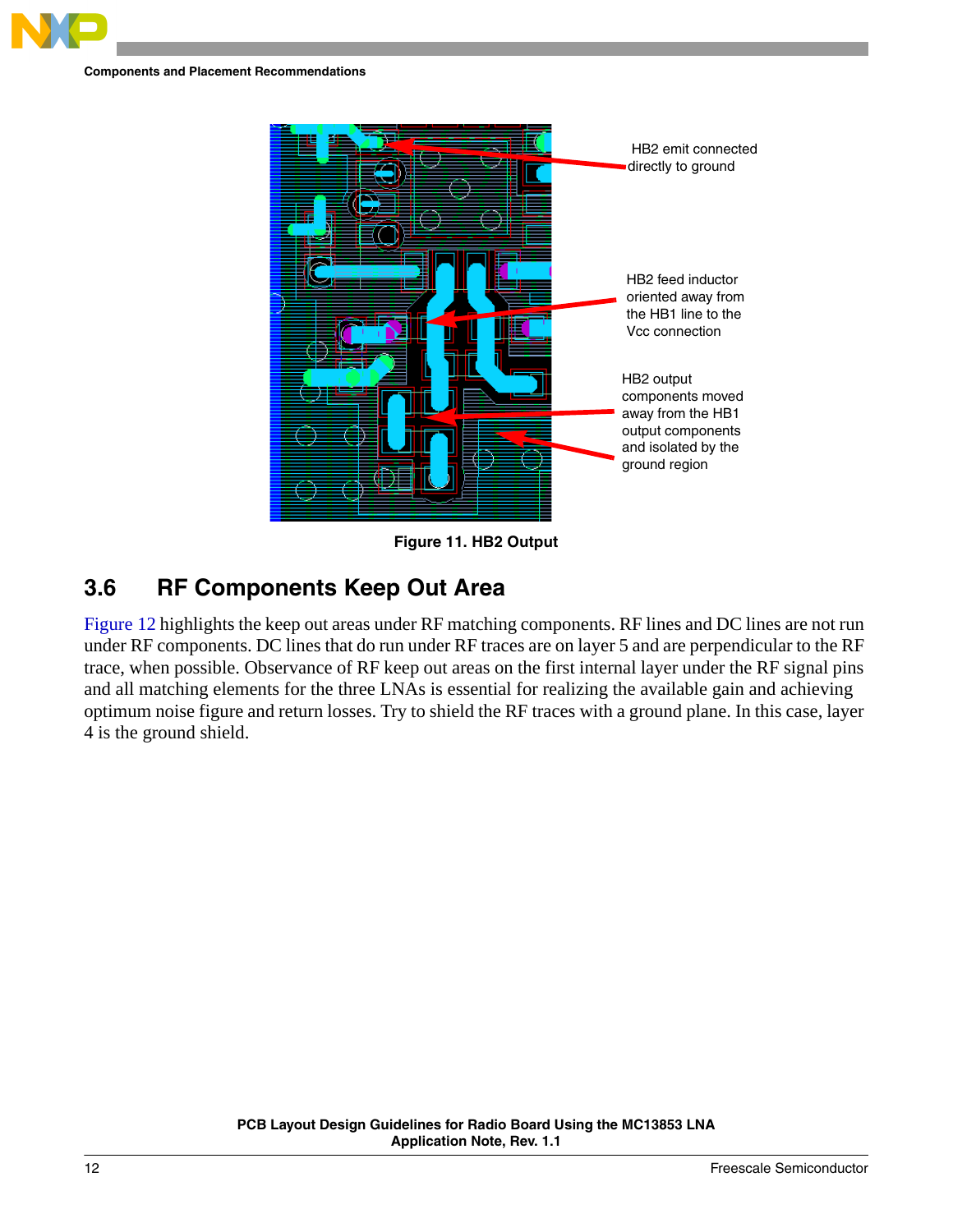HB2 emit connected directly to ground

HB2 feed inductor oriented away from the HB1 line to the Vcc connection

HB2 output components moved away from the HB1 output components and isolated by the ground region

**Figure 11. HB2 Output**

## 3.6 RF Components Keep Out Area

Figure 12 highlights the keep out areas under RF matching components. RF lines and DC lines are not run under RF components. DC lines that do run under RF traces are on layer 5 and are perpendicular to the RF trace, when possible. Observance of RF keep out areas on the first internal layer under the RF signal pins and all matching elements for the three LNAs is essential for realizing the available gain and achieving optimum noise figure and return losses. Try to shield the RF traces with a ground plane. In this case, layer 4 is the ground shield.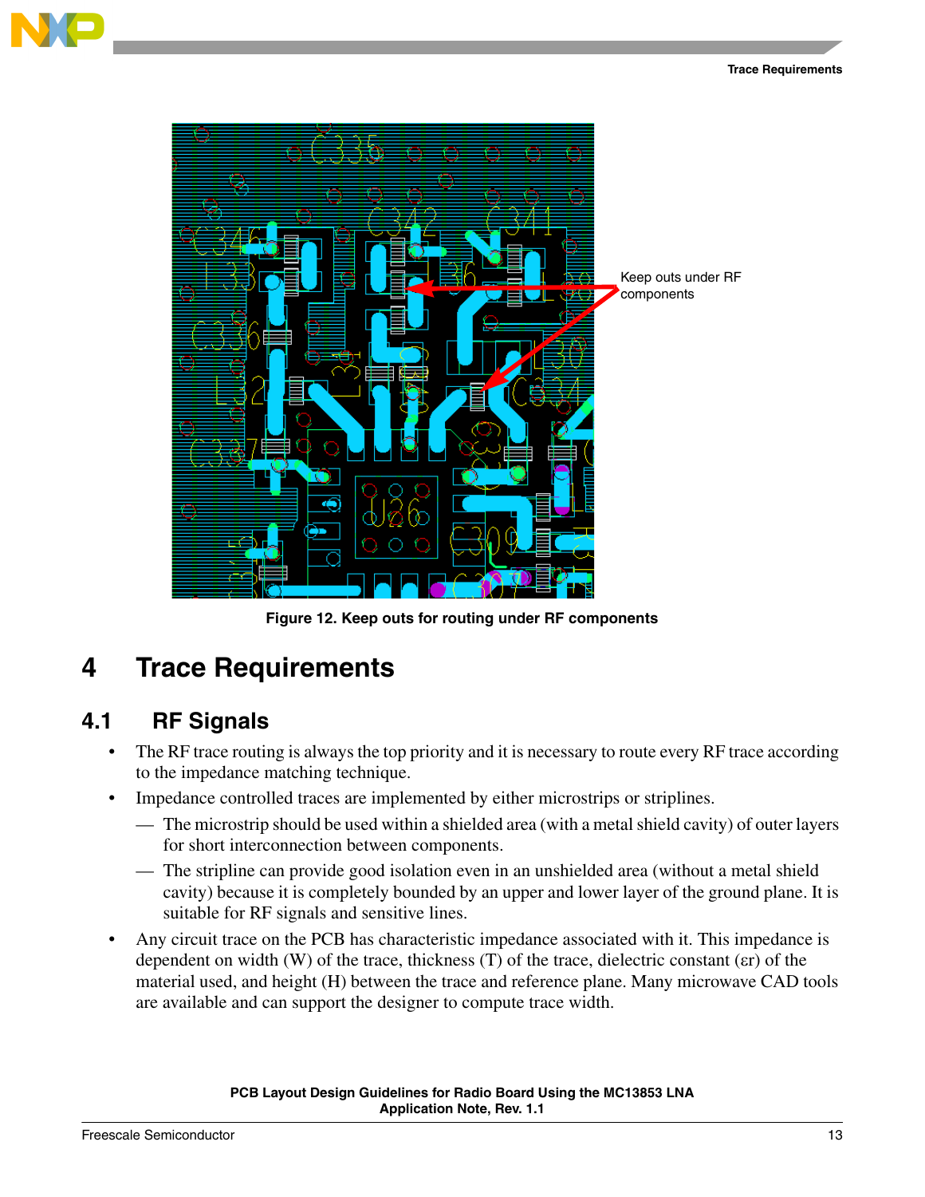Keep outs under RF components

Figure 12. Keep outs for routing under RF components

# 4 Trace Requirements

## 4.1 RF Signals

- The RF trace routing is always the top priority and it is necessary to route every RF trace according to the impedance matching technique.
- Impedance controlled traces are implemented by either microstrips or striplines.
  - — The microstrip should be used within a shielded area (with a metal shield cavity) of outer layers for short interconnection between components.
  - — The stripline can provide good isolation even in an unshielded area (without a metal shield cavity) because it is completely bounded by an upper and lower layer of the ground plane. It is suitable for RF signals and sensitive lines.
- Any circuit trace on the PCB has characteristic impedance associated with it. This impedance is dependent on width (W) of the trace, thickness (T) of the trace, dielectric constant ($\varepsilon r$) of the material used, and height (H) between the trace and reference plane. Many microwave CAD tools are available and can support the designer to compute trace width.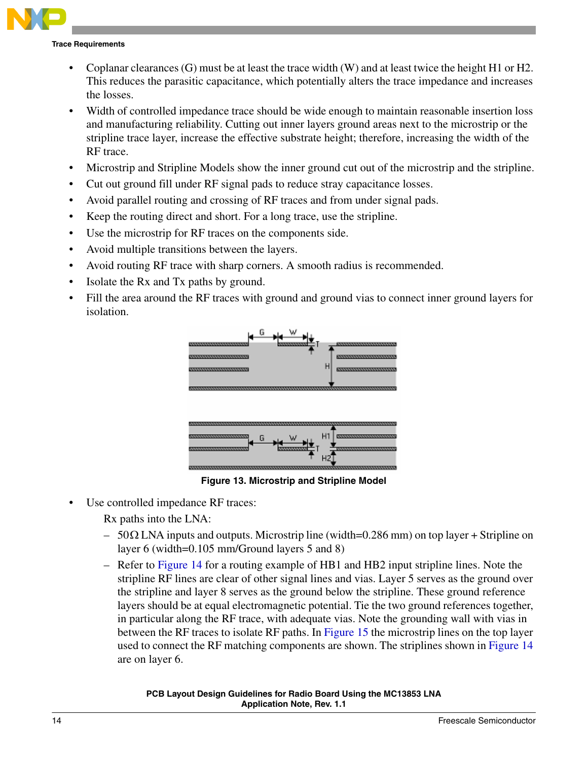- Coplanar clearances (G) must be at least the trace width (W) and at least twice the height H1 or H2. This reduces the parasitic capacitance, which potentially alters the trace impedance and increases the losses.
- Width of controlled impedance trace should be wide enough to maintain reasonable insertion loss and manufacturing reliability. Cutting out inner layers ground areas next to the microstrip or the stripline trace layer, increase the effective substrate height; therefore, increasing the width of the RF trace.
- Microstrip and Stripline Models show the inner ground cut out of the microstrip and the stripline.
- Cut out ground fill under RF signal pads to reduce stray capacitance losses.
- Avoid parallel routing and crossing of RF traces and from under signal pads.
- Keep the routing direct and short. For a long trace, use the stripline.
- Use the microstrip for RF traces on the components side.
- Avoid multiple transitions between the layers.
- Avoid routing RF trace with sharp corners. A smooth radius is recommended.
- Isolate the Rx and Tx paths by ground.
- Fill the area around the RF traces with ground and ground vias to connect inner ground layers for isolation.

**Figure 13. Microstrip and Stripline Model**

- Use controlled impedance RF traces:

  Rx paths into the LNA:

  – 50Ω LNA inputs and outputs. Microstrip line (width=0.286 mm) on top layer + Stripline on layer 6 (width=0.105 mm/Ground layers 5 and 8)

  – Refer to Figure 14 for a routing example of HB1 and HB2 input stripline lines. Note the stripline RF lines are clear of other signal lines and vias. Layer 5 serves as the ground over the stripline and layer 8 serves as the ground below the stripline. These ground reference layers should be at equal electromagnetic potential. Tie the two ground references together, in particular along the RF trace, with adequate vias. Note the grounding wall with vias in between the RF traces to isolate RF paths. In Figure 15 the microstrip lines on the top layer used to connect the RF matching components are shown. The striplines shown in Figure 14 are on layer 6.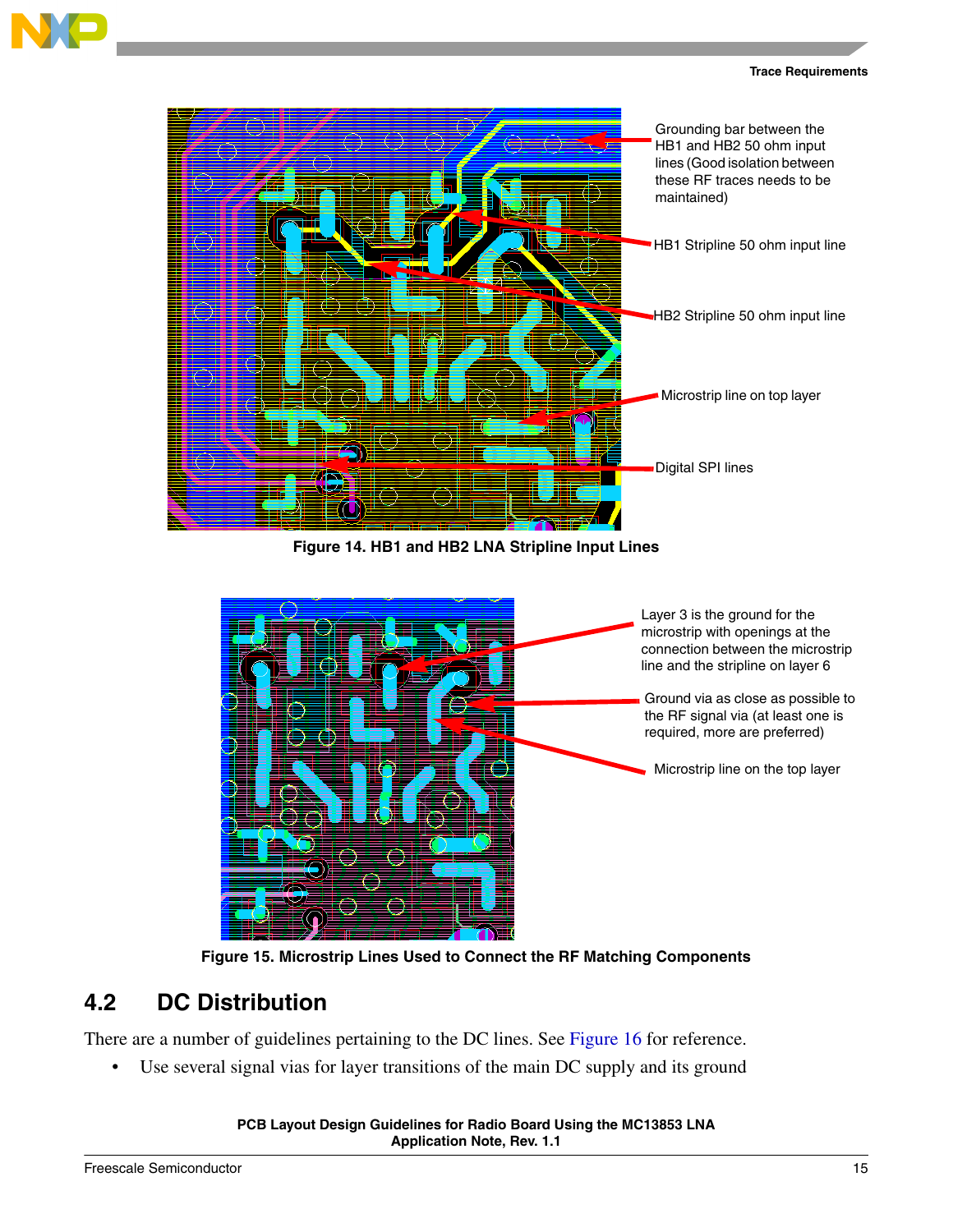Grounding bar between the HB1 and HB2 50 ohm input lines (Good isolation between these RF traces needs to be maintained)

HB1 Stripline 50 ohm input line

HB2 Stripline 50 ohm input line

Microstrip line on top layer

Digital SPI lines

**Figure 14. HB1 and HB2 LNA Stripline Input Lines**

Layer 3 is the ground for the microstrip with openings at the connection between the microstrip line and the stripline on layer 6

Ground via as close as possible to the RF signal via (at least one is required, more are preferred)

Microstrip line on the top layer

**Figure 15. Microstrip Lines Used to Connect the RF Matching Components**

## 4.2 DC Distribution

There are a number of guidelines pertaining to the DC lines. See Figure 16 for reference.

- Use several signal vias for layer transitions of the main DC supply and its ground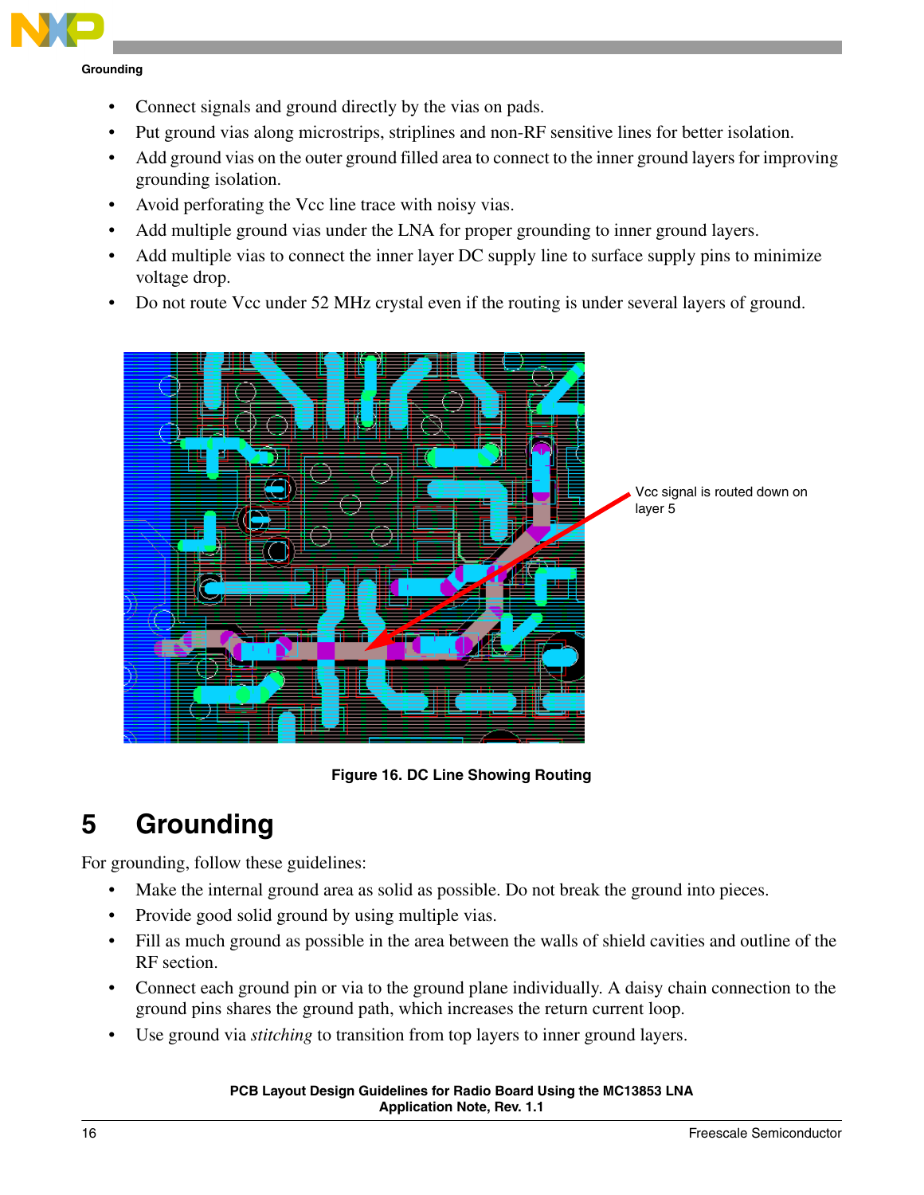- Connect signals and ground directly by the vias on pads.
- Put ground vias along microstrips, striplines and non-RF sensitive lines for better isolation.
- Add ground vias on the outer ground filled area to connect to the inner ground layers for improving grounding isolation.
- Avoid perforating the Vcc line trace with noisy vias.
- Add multiple ground vias under the LNA for proper grounding to inner ground layers.
- Add multiple vias to connect the inner layer DC supply line to surface supply pins to minimize voltage drop.
- Do not route Vcc under 52 MHz crystal even if the routing is under several layers of ground.

Vcc signal is routed down on layer 5

**Figure 16. DC Line Showing Routing**

# 5 Grounding

For grounding, follow these guidelines:

- Make the internal ground area as solid as possible. Do not break the ground into pieces.
- Provide good solid ground by using multiple vias.
- Fill as much ground as possible in the area between the walls of shield cavities and outline of the RF section.
- Connect each ground pin or via to the ground plane individually. A daisy chain connection to the ground pins shares the ground path, which increases the return current loop.
- Use ground via *stitching* to transition from top layers to inner ground layers.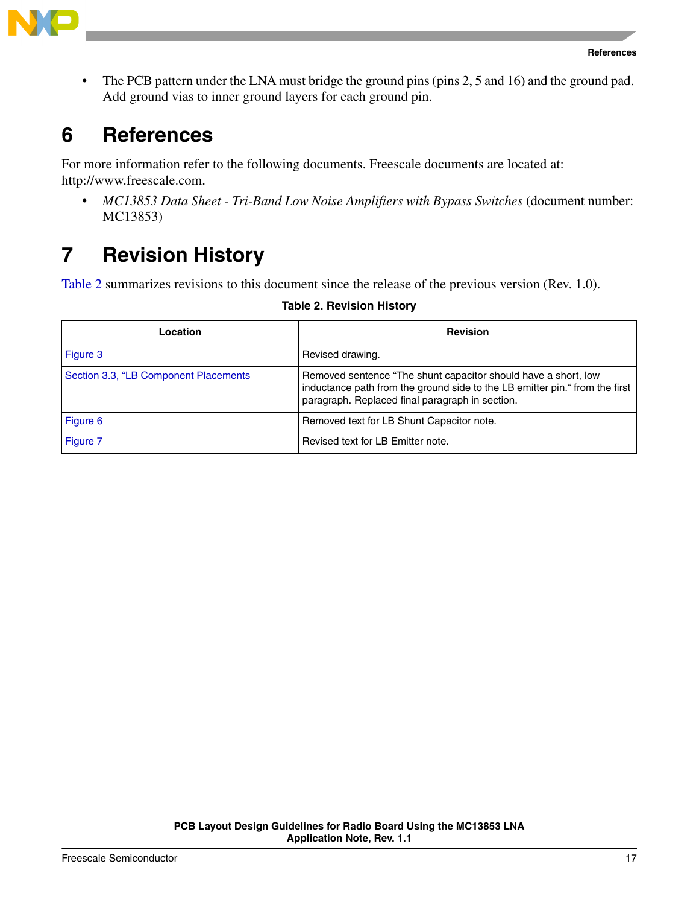- The PCB pattern under the LNA must bridge the ground pins (pins 2, 5 and 16) and the ground pad. Add ground vias to inner ground layers for each ground pin.

# 6 References

For more information refer to the following documents. Freescale documents are located at: http://www.freescale.com.

- *MC13853 Data Sheet - Tri-Band Low Noise Amplifiers with Bypass Switches* (document number: MC13853)

# 7 Revision History

Table 2 summarizes revisions to this document since the release of the previous version (Rev. 1.0).

**Table 2. Revision History**

| Location | Revision |
|---|---|
| Figure 3 | Revised drawing. |
| Section 3.3, "LB Component Placements | Removed sentence "The shunt capacitor should have a short, low inductance path from the ground side to the LB emitter pin." from the first paragraph. Replaced final paragraph in section. |
| Figure 6 | Removed text for LB Shunt Capacitor note. |
| Figure 7 | Revised text for LB Emitter note. |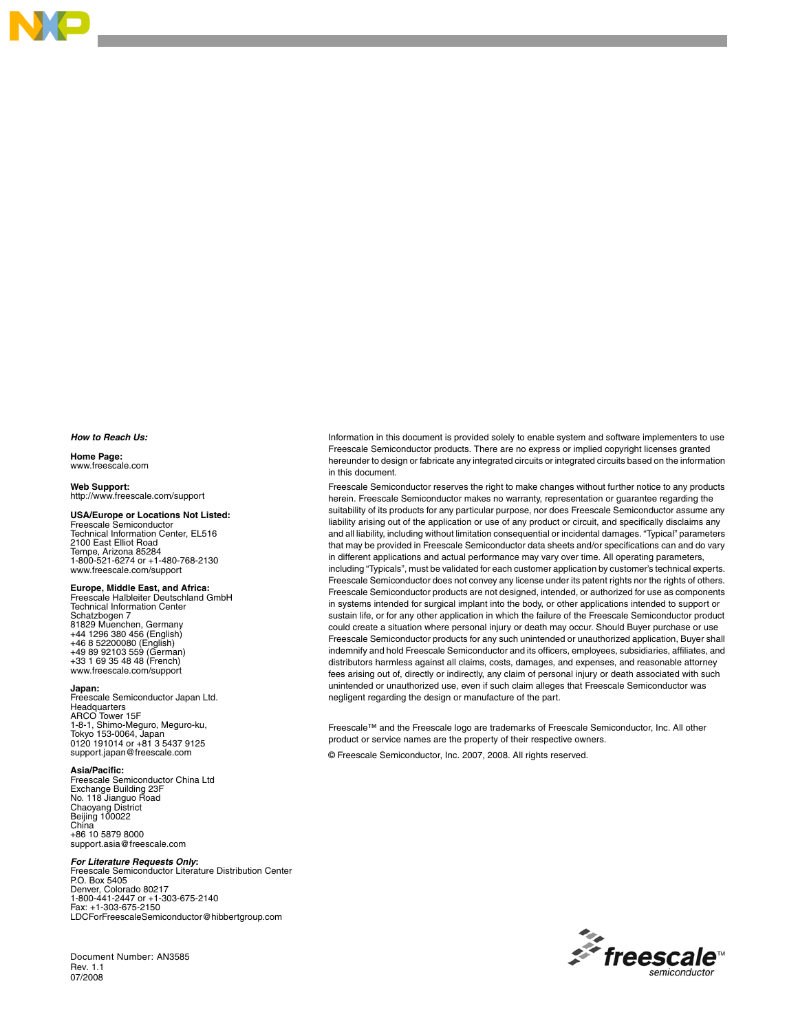***How to Reach Us:***

**Home Page:**
www.freescale.com

**Web Support:**
http://www.freescale.com/support

**USA/Europe or Locations Not Listed:**
Freescale Semiconductor
Technical Information Center, EL516
2100 East Elliot Road
Tempe, Arizona 85284
1-800-521-6274 or +1-480-768-2130
www.freescale.com/support

**Europe, Middle East, and Africa:**
Freescale Halbleiter Deutschland GmbH
Technical Information Center
Schatzbogen 7
81829 Muenchen, Germany
+44 1296 380 456 (English)
+46 8 52200080 (English)
+49 89 92103 559 (German)
+33 1 69 35 48 48 (French)
www.freescale.com/support

**Japan:**
Freescale Semiconductor Japan Ltd.
Headquarters
ARCO Tower 15F
1-8-1, Shimo-Meguro, Meguro-ku,
Tokyo 153-0064, Japan
0120 191014 or +81 3 5437 9125
support.japan@freescale.com

**Asia/Pacific:**
Freescale Semiconductor China Ltd
Exchange Building 23F
No. 118 Jianguo Road
Chaoyang District
Beijing 100022
China
+86 10 5879 8000
support.asia@freescale.com

***For Literature Requests Only*:**
Freescale Semiconductor Literature Distribution Center
P.O. Box 5405
Denver, Colorado 80217
1-800-441-2447 or +1-303-675-2140
Fax: +1-303-675-2150
LDCForFreescaleSemiconductor@hibbertgroup.com

Information in this document is provided solely to enable system and software implementers to use Freescale Semiconductor products. There are no express or implied copyright licenses granted hereunder to design or fabricate any integrated circuits or integrated circuits based on the information in this document.

Freescale Semiconductor reserves the right to make changes without further notice to any products herein. Freescale Semiconductor makes no warranty, representation or guarantee regarding the suitability of its products for any particular purpose, nor does Freescale Semiconductor assume any liability arising out of the application or use of any product or circuit, and specifically disclaims any and all liability, including without limitation consequential or incidental damages. "Typical" parameters that may be provided in Freescale Semiconductor data sheets and/or specifications can and do vary in different applications and actual performance may vary over time. All operating parameters, including "Typicals", must be validated for each customer application by customer's technical experts. Freescale Semiconductor does not convey any license under its patent rights nor the rights of others. Freescale Semiconductor products are not designed, intended, or authorized for use as components in systems intended for surgical implant into the body, or other applications intended to support or sustain life, or for any other application in which the failure of the Freescale Semiconductor product could create a situation where personal injury or death may occur. Should Buyer purchase or use Freescale Semiconductor products for any such unintended or unauthorized application, Buyer shall indemnify and hold Freescale Semiconductor and its officers, employees, subsidiaries, affiliates, and distributors harmless against all claims, costs, damages, and expenses, and reasonable attorney fees arising out of, directly or indirectly, any claim of personal injury or death associated with such unintended or unauthorized use, even if such claim alleges that Freescale Semiconductor was negligent regarding the design or manufacture of the part.

Freescale™ and the Freescale logo are trademarks of Freescale Semiconductor, Inc. All other product or service names are the property of their respective owners.

© Freescale Semiconductor, Inc. 2007, 2008. All rights reserved.

Document Number: AN3585
Rev. 1.1
07/2008